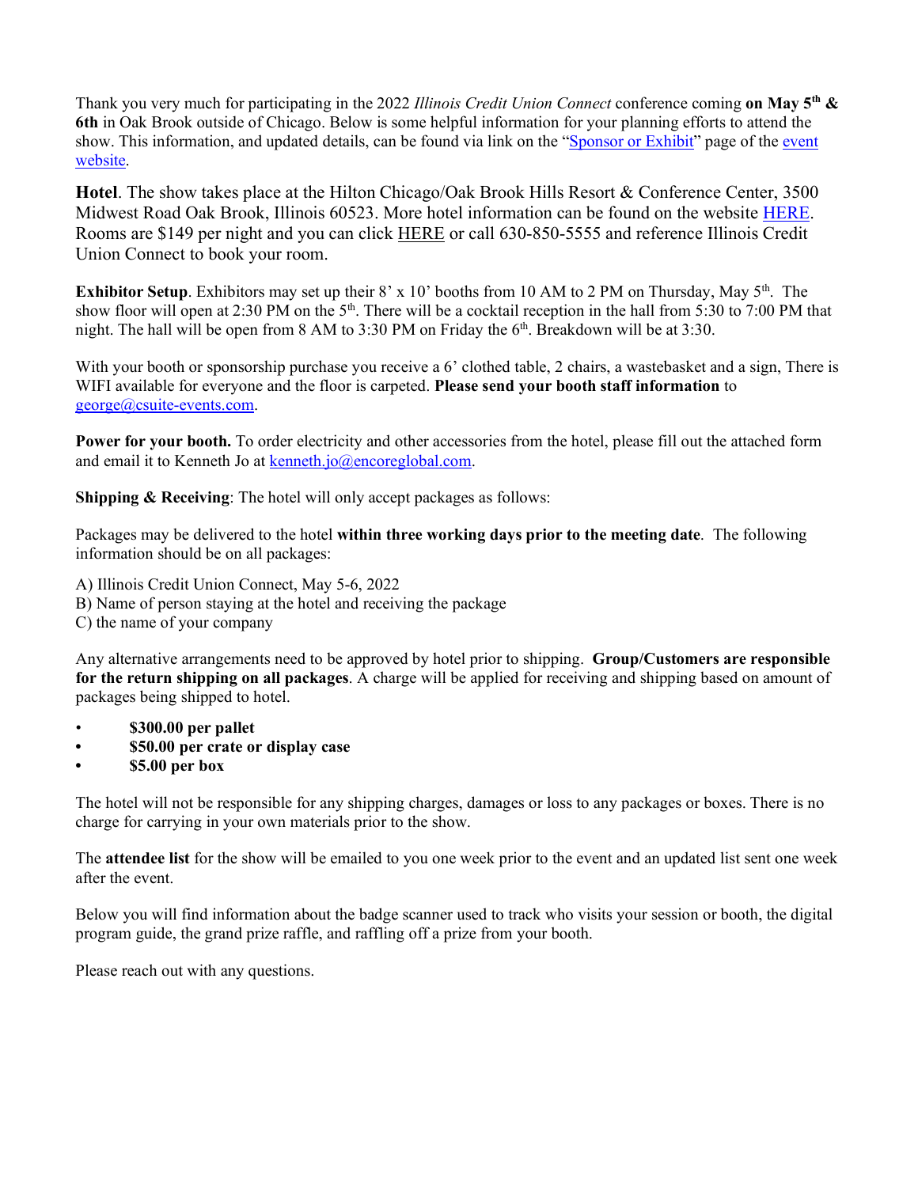Thank you very much for participating in the 2022 *Illinois Credit Union Connect* conference coming **on May 5th & 6th** in Oak Brook outside of Chicago. Below is some helpful information for your planning efforts to attend the show. This information, and updated details, can be found via link on the "Sponsor or Exhibit" page of the event website.

**Hotel**. The show takes place at the Hilton Chicago/Oak Brook Hills Resort & Conference Center, 3500 Midwest Road Oak Brook, Illinois 60523. More hotel information can be found on the website HERE. Rooms are $149 per night and you can click HERE or call 630-850-5555 and reference Illinois Credit Union Connect to book your room.

**Exhibitor Setup**. Exhibitors may set up their 8' x 10' booths from 10 AM to 2 PM on Thursday, May 5th. The show floor will open at 2:30 PM on the 5th. There will be a cocktail reception in the hall from 5:30 to 7:00 PM that night. The hall will be open from 8 AM to 3:30 PM on Friday the 6th. Breakdown will be at 3:30.

With your booth or sponsorship purchase you receive a 6' clothed table, 2 chairs, a wastebasket and a sign, There is WIFI available for everyone and the floor is carpeted. **Please send your booth staff information** to george@csuite-events.com.

**Power for your booth.** To order electricity and other accessories from the hotel, please fill out the attached form and email it to Kenneth Jo at kenneth.jo@encoreglobal.com.

**Shipping & Receiving**: The hotel will only accept packages as follows:

Packages may be delivered to the hotel **within three working days prior to the meeting date**. The following information should be on all packages:

A) Illinois Credit Union Connect, May 5-6, 2022
B) Name of person staying at the hotel and receiving the package
C) the name of your company

Any alternative arrangements need to be approved by hotel prior to shipping. **Group/Customers are responsible for the return shipping on all packages**. A charge will be applied for receiving and shipping based on amount of packages being shipped to hotel.

- **$300.00 per pallet**
- **$50.00 per crate or display case**
- **$5.00 per box**

The hotel will not be responsible for any shipping charges, damages or loss to any packages or boxes. There is no charge for carrying in your own materials prior to the show.

The **attendee list** for the show will be emailed to you one week prior to the event and an updated list sent one week after the event.

Below you will find information about the badge scanner used to track who visits your session or booth, the digital program guide, the grand prize raffle, and raffling off a prize from your booth.

Please reach out with any questions.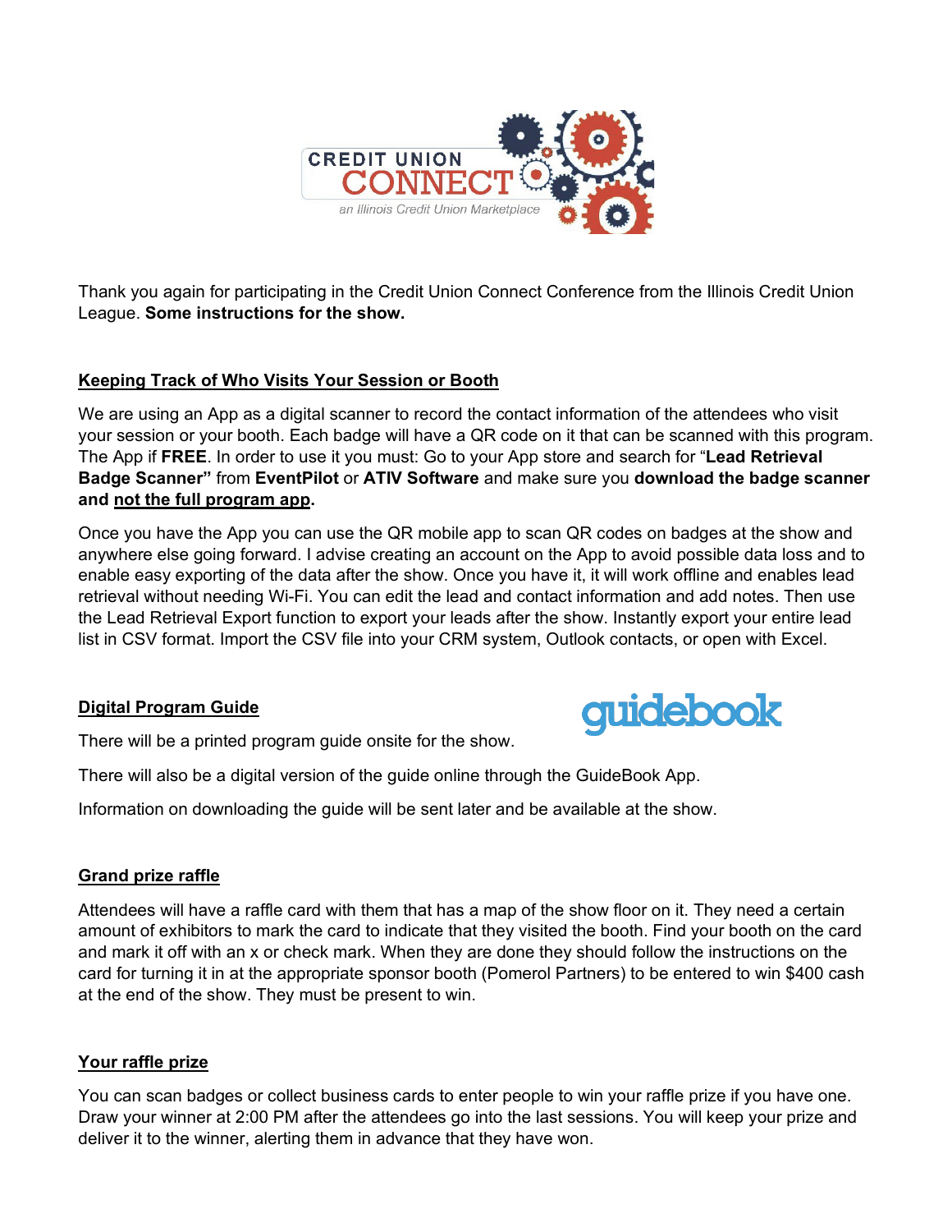CREDIT UNION CONNECT

an Illinois Credit Union Marketplace

Thank you again for participating in the Credit Union Connect Conference from the Illinois Credit Union League. **Some instructions for the show.**

## Keeping Track of Who Visits Your Session or Booth

We are using an App as a digital scanner to record the contact information of the attendees who visit your session or your booth. Each badge will have a QR code on it that can be scanned with this program. The App if **FREE**. In order to use it you must: Go to your App store and search for "**Lead Retrieval Badge Scanner"** from **EventPilot** or **ATIV Software** and make sure you **download the badge scanner and not the full program app.**

Once you have the App you can use the QR mobile app to scan QR codes on badges at the show and anywhere else going forward. I advise creating an account on the App to avoid possible data loss and to enable easy exporting of the data after the show. Once you have it, it will work offline and enables lead retrieval without needing Wi-Fi. You can edit the lead and contact information and add notes. Then use the Lead Retrieval Export function to export your leads after the show. Instantly export your entire lead list in CSV format. Import the CSV file into your CRM system, Outlook contacts, or open with Excel.

## Digital Program Guide

guidebook

There will be a printed program guide onsite for the show.

There will also be a digital version of the guide online through the GuideBook App.

Information on downloading the guide will be sent later and be available at the show.

## Grand prize raffle

Attendees will have a raffle card with them that has a map of the show floor on it. They need a certain amount of exhibitors to mark the card to indicate that they visited the booth. Find your booth on the card and mark it off with an x or check mark. When they are done they should follow the instructions on the card for turning it in at the appropriate sponsor booth (Pomerol Partners) to be entered to win $400 cash at the end of the show. They must be present to win.

## Your raffle prize

You can scan badges or collect business cards to enter people to win your raffle prize if you have one. Draw your winner at 2:00 PM after the attendees go into the last sessions. You will keep your prize and deliver it to the winner, alerting them in advance that they have won.